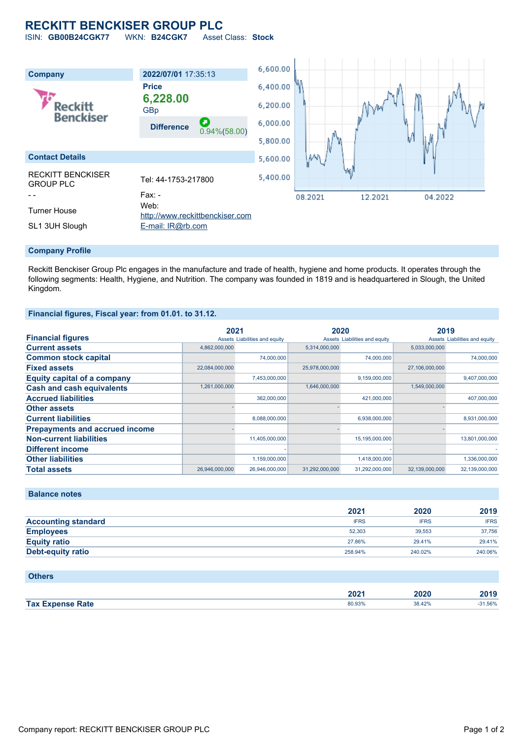# RECKITT BENCKISER GROUP PLC

ISIN: **GB00B24CGK77** WKN: **B24CGK7** Asset Class: **Stock**

| Company | 2022/07/01 17:35:13 |
|---|---|
| | **Price** |
| | **6,228.00** GBp |
| | **Difference** 0.94%(58.00) |

**Contact Details**

| | |
|---|---|
| RECKITT BENCKISER GROUP PLC | Tel: 44-1753-217800 |
| - - | Fax: - |
| Turner House | Web: http://www.reckittbenckiser.com |
| SL1 3UH Slough | E-mail: IR@rb.com |

## Company Profile

Reckitt Benckiser Group Plc engages in the manufacture and trade of health, hygiene and home products. It operates through the following segments: Health, Hygiene, and Nutrition. The company was founded in 1819 and is headquartered in Slough, the United Kingdom.

## Financial figures, Fiscal year: from 01.01. to 31.12.

| Financial figures | 2021 | | 2020 | | 2019 | |
|---|---|---|---|---|---|---|
| | Assets | Liabilities and equity | Assets | Liabilities and equity | Assets | Liabilities and equity |
| **Current assets** | 4,862,000,000 | | 5,314,000,000 | | 5,033,000,000 | |
| **Common stock capital** | | 74,000,000 | | 74,000,000 | | 74,000,000 |
| **Fixed assets** | 22,084,000,000 | | 25,978,000,000 | | 27,106,000,000 | |
| **Equity capital of a company** | | 7,453,000,000 | | 9,159,000,000 | | 9,407,000,000 |
| **Cash and cash equivalents** | 1,261,000,000 | | 1,646,000,000 | | 1,549,000,000 | |
| **Accrued liabilities** | | 362,000,000 | | 421,000,000 | | 407,000,000 |
| **Other assets** | - | | - | | - | |
| **Current liabilities** | | 8,088,000,000 | | 6,938,000,000 | | 8,931,000,000 |
| **Prepayments and accrued income** | - | | - | | - | |
| **Non-current liabilities** | | 11,405,000,000 | | 15,195,000,000 | | 13,801,000,000 |
| **Different income** | | - | | - | | - |
| **Other liabilities** | | 1,159,000,000 | | 1,418,000,000 | | 1,336,000,000 |
| **Total assets** | 26,946,000,000 | 26,946,000,000 | 31,292,000,000 | 31,292,000,000 | 32,139,000,000 | 32,139,000,000 |

## Balance notes

| | 2021 | 2020 | 2019 |
|---|---|---|---|
| **Accounting standard** | IFRS | IFRS | IFRS |
| **Employees** | 52,303 | 39,553 | 37,756 |
| **Equity ratio** | 27.86% | 29.41% | 29.41% |
| **Debt-equity ratio** | 258.94% | 240.02% | 240.06% |

## Others

| | 2021 | 2020 | 2019 |
|---|---|---|---|
| **Tax Expense Rate** | 80.93% | 38.42% | -31.56% |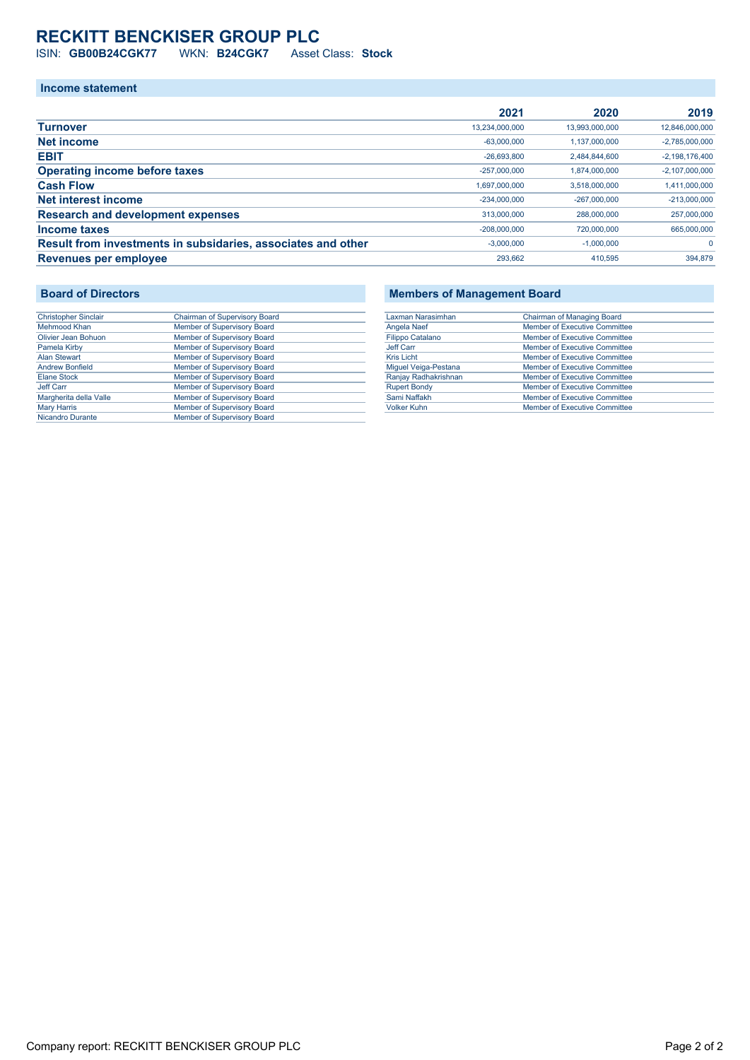# RECKITT BENCKISER GROUP PLC

ISIN: **GB00B24CGK77** WKN: **B24CGK7** Asset Class: **Stock**

## Income statement

| | 2021 | 2020 | 2019 |
|---|---|---|---|
| **Turnover** | 13,234,000,000 | 13,993,000,000 | 12,846,000,000 |
| **Net income** | -63,000,000 | 1,137,000,000 | -2,785,000,000 |
| **EBIT** | -26,693,800 | 2,484,844,600 | -2,198,176,400 |
| **Operating income before taxes** | -257,000,000 | 1,874,000,000 | -2,107,000,000 |
| **Cash Flow** | 1,697,000,000 | 3,518,000,000 | 1,411,000,000 |
| **Net interest income** | -234,000,000 | -267,000,000 | -213,000,000 |
| **Research and development expenses** | 313,000,000 | 288,000,000 | 257,000,000 |
| **Income taxes** | -208,000,000 | 720,000,000 | 665,000,000 |
| **Result from investments in subsidaries, associates and other** | -3,000,000 | -1,000,000 | 0 |
| **Revenues per employee** | 293,662 | 410,595 | 394,879 |

## Board of Directors

| | |
|---|---|
| Christopher Sinclair | Chairman of Supervisory Board |
| Mehmood Khan | Member of Supervisory Board |
| Olivier Jean Bohuon | Member of Supervisory Board |
| Pamela Kirby | Member of Supervisory Board |
| Alan Stewart | Member of Supervisory Board |
| Andrew Bonfield | Member of Supervisory Board |
| Elane Stock | Member of Supervisory Board |
| Jeff Carr | Member of Supervisory Board |
| Margherita della Valle | Member of Supervisory Board |
| Mary Harris | Member of Supervisory Board |
| Nicandro Durante | Member of Supervisory Board |

## Members of Management Board

| | |
|---|---|
| Laxman Narasimhan | Chairman of Managing Board |
| Angela Naef | Member of Executive Committee |
| Filippo Catalano | Member of Executive Committee |
| Jeff Carr | Member of Executive Committee |
| Kris Licht | Member of Executive Committee |
| Miguel Veiga-Pestana | Member of Executive Committee |
| Ranjay Radhakrishnan | Member of Executive Committee |
| Rupert Bondy | Member of Executive Committee |
| Sami Naffakh | Member of Executive Committee |
| Volker Kuhn | Member of Executive Committee |